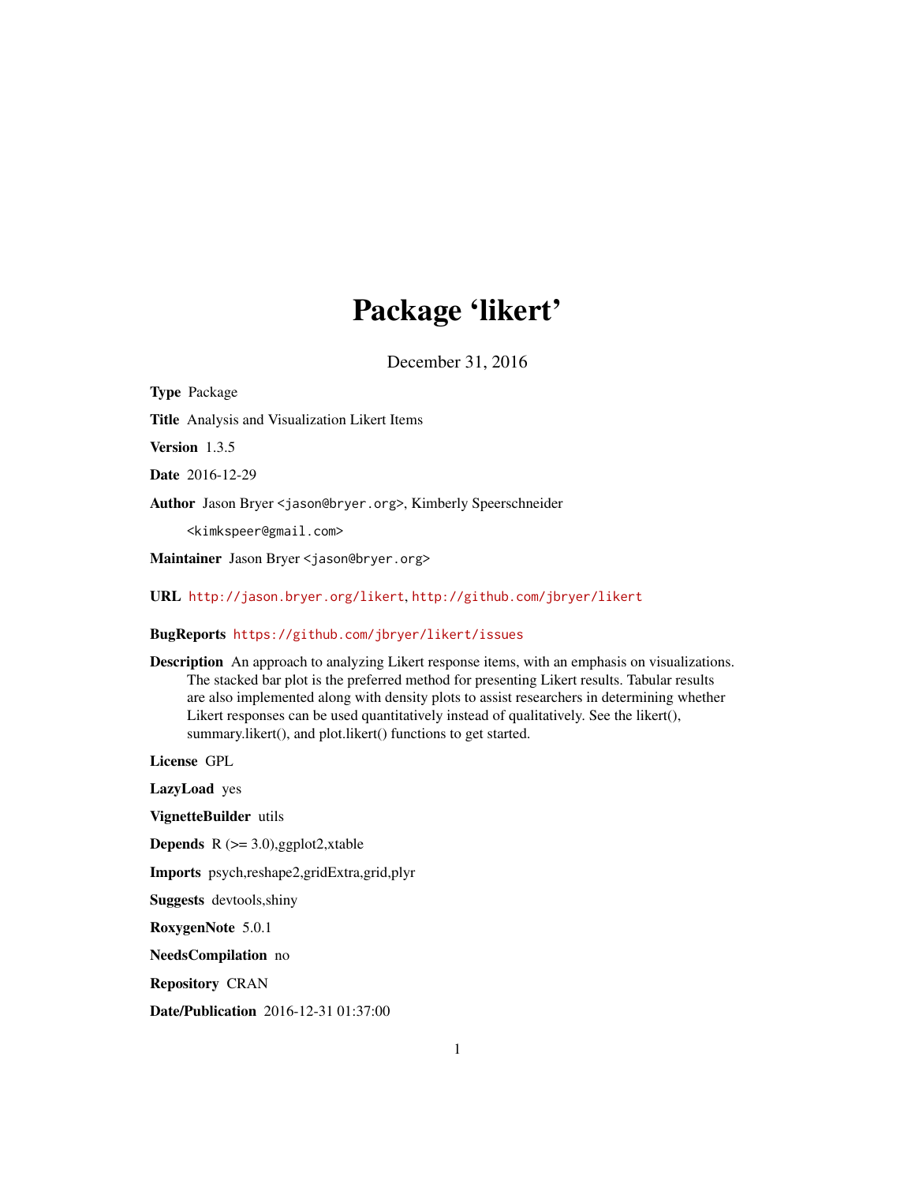# Package 'likert'

December 31, 2016

**Type** Package

**Title** Analysis and Visualization Likert Items

**Version** 1.3.5

**Date** 2016-12-29

**Author** Jason Bryer <jason@bryer.org>, Kimberly Speerschneider <kimkspeer@gmail.com>

**Maintainer** Jason Bryer <jason@bryer.org>

**URL** http://jason.bryer.org/likert, http://github.com/jbryer/likert

**BugReports** https://github.com/jbryer/likert/issues

**Description** An approach to analyzing Likert response items, with an emphasis on visualizations. The stacked bar plot is the preferred method for presenting Likert results. Tabular results are also implemented along with density plots to assist researchers in determining whether Likert responses can be used quantitatively instead of qualitatively. See the likert(), summary.likert(), and plot.likert() functions to get started.

**License** GPL

**LazyLoad** yes

**VignetteBuilder** utils

**Depends** R (>= 3.0),ggplot2,xtable

**Imports** psych,reshape2,gridExtra,grid,plyr

**Suggests** devtools,shiny

**RoxygenNote** 5.0.1

**NeedsCompilation** no

**Repository** CRAN

**Date/Publication** 2016-12-31 01:37:00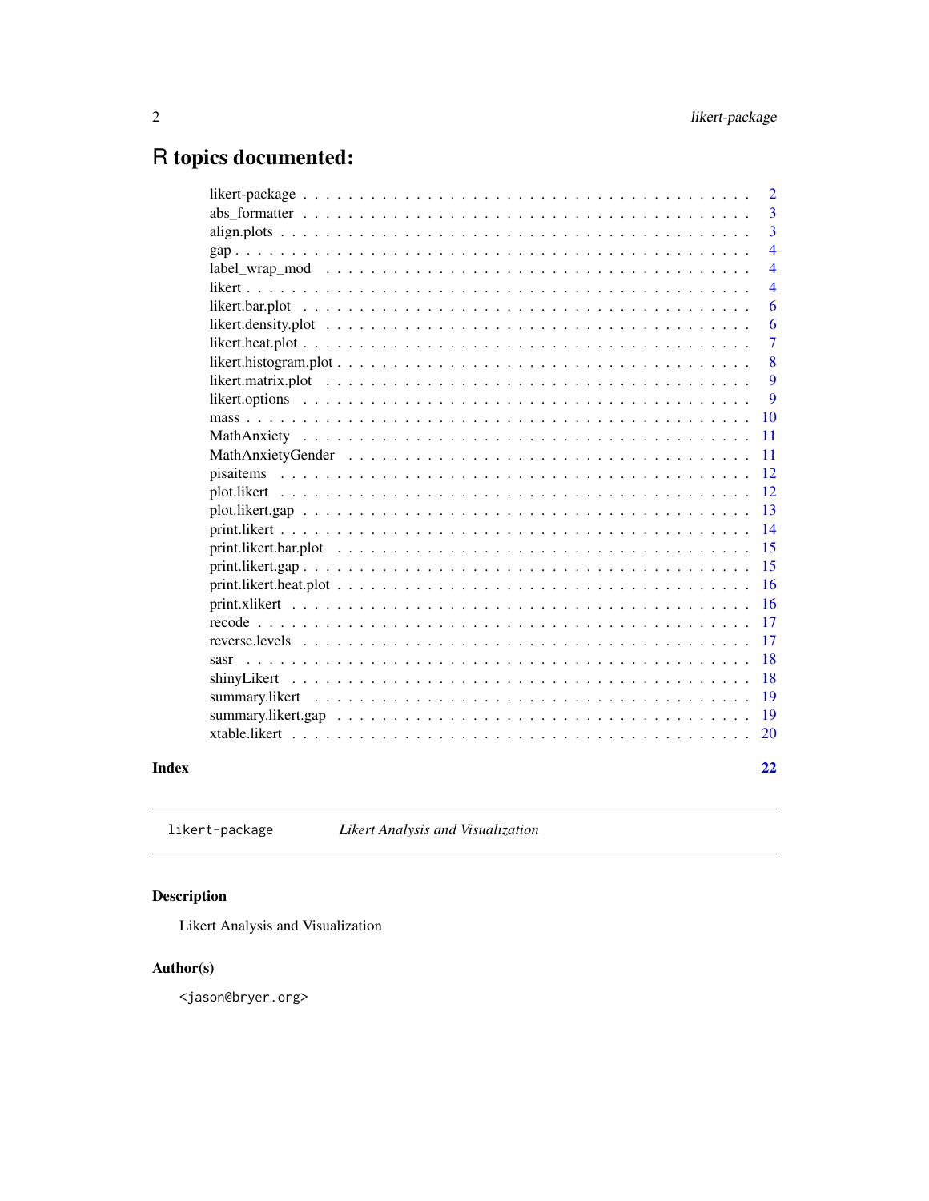# R topics documented:

| | |
|---|---|
| likert-package | 2 |
| abs_formatter | 3 |
| align.plots | 3 |
| gap | 4 |
| label_wrap_mod | 4 |
| likert | 4 |
| likert.bar.plot | 6 |
| likert.density.plot | 6 |
| likert.heat.plot | 7 |
| likert.histogram.plot | 8 |
| likert.matrix.plot | 9 |
| likert.options | 9 |
| mass | 10 |
| MathAnxiety | 11 |
| MathAnxietyGender | 11 |
| pisaitems | 12 |
| plot.likert | 12 |
| plot.likert.gap | 13 |
| print.likert | 14 |
| print.likert.bar.plot | 15 |
| print.likert.gap | 15 |
| print.likert.heat.plot | 16 |
| print.xlikert | 16 |
| recode | 17 |
| reverse.levels | 17 |
| sasr | 18 |
| shinyLikert | 18 |
| summary.likert | 19 |
| summary.likert.gap | 19 |
| xtable.likert | 20 |
| **Index** | **22** |

---

`likert-package` *Likert Analysis and Visualization*

---

### Description

Likert Analysis and Visualization

### Author(s)

`<jason@bryer.org>`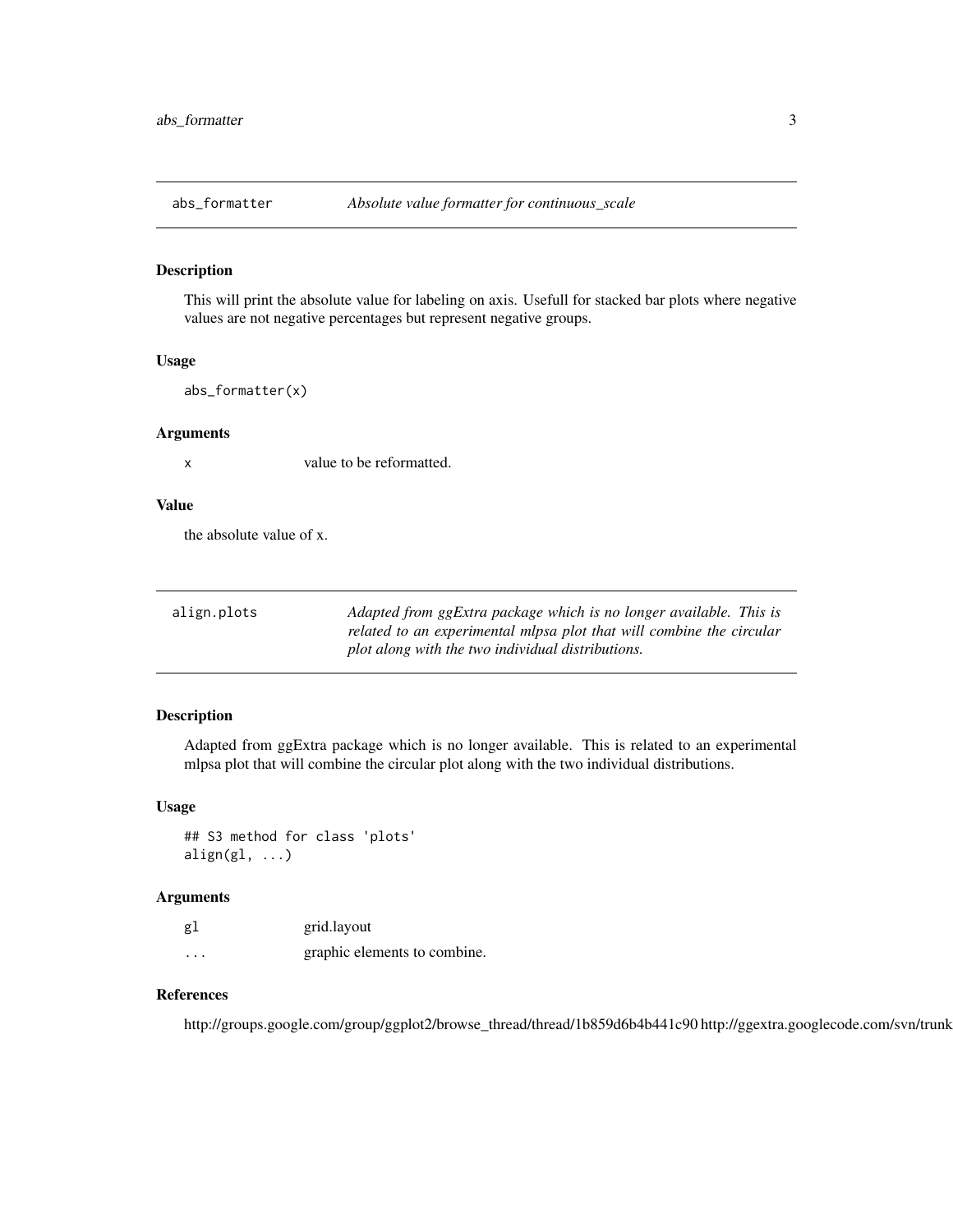## abs_formatter — *Absolute value formatter for continuous_scale*

### Description

This will print the absolute value for labeling on axis. Usefull for stacked bar plots where negative values are not negative percentages but represent negative groups.

### Usage

```
abs_formatter(x)
```

### Arguments

| | |
|---|---|
| x | value to be reformatted. |

### Value

the absolute value of x.

## align.plots — *Adapted from ggExtra package which is no longer available. This is related to an experimental mlpsa plot that will combine the circular plot along with the two individual distributions.*

### Description

Adapted from ggExtra package which is no longer available. This is related to an experimental mlpsa plot that will combine the circular plot along with the two individual distributions.

### Usage

```
## S3 method for class 'plots'
align(gl, ...)
```

### Arguments

| | |
|---|---|
| gl | grid.layout |
| ... | graphic elements to combine. |

### References

http://groups.google.com/group/ggplot2/browse_thread/thread/1b859d6b4b441c90 http://ggextra.googlecode.com/svn/trunk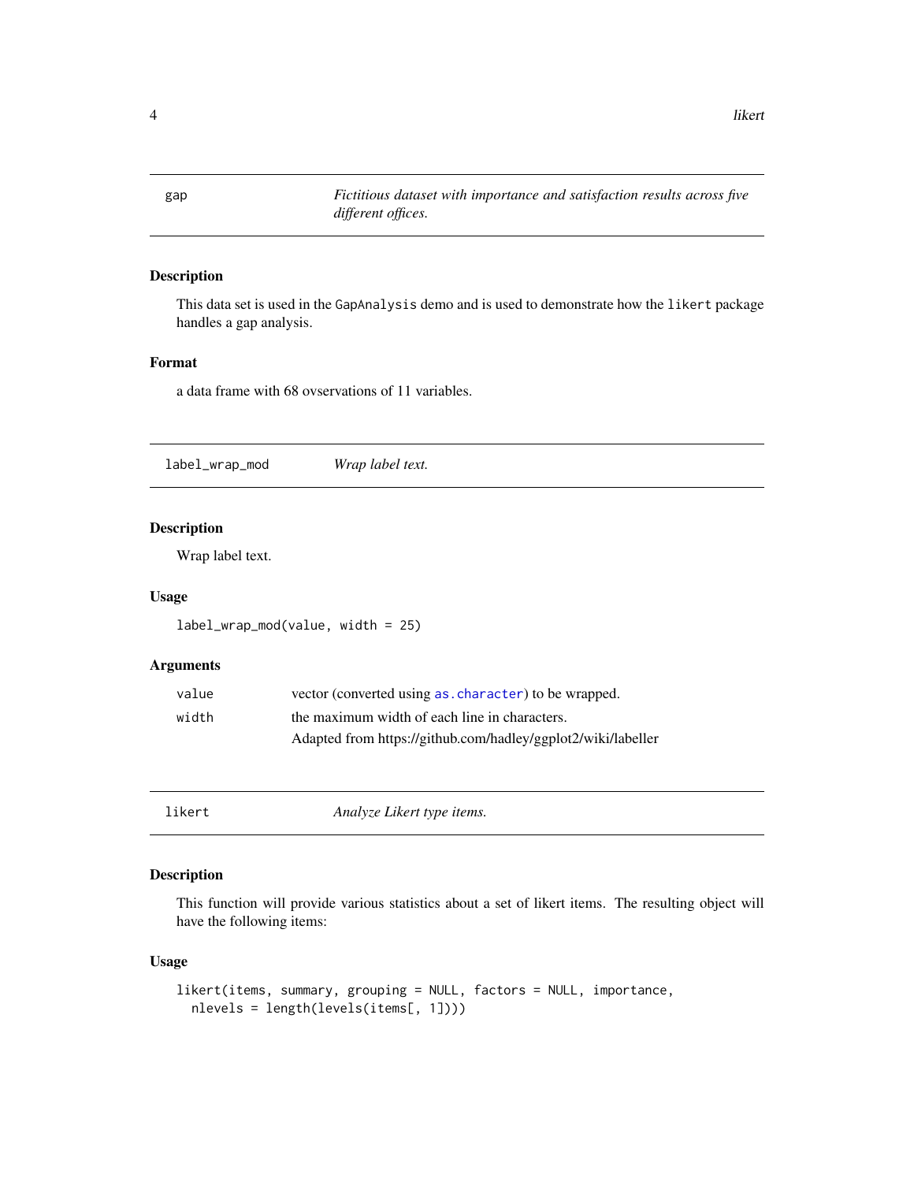## gap — *Fictitious dataset with importance and satisfaction results across five different offices.*

### Description

This data set is used in the `GapAnalysis` demo and is used to demonstrate how the `likert` package handles a gap analysis.

### Format

a data frame with 68 ovservations of 11 variables.

## label_wrap_mod — *Wrap label text.*

### Description

Wrap label text.

### Usage

```
label_wrap_mod(value, width = 25)
```

### Arguments

| | |
|---|---|
| `value` | vector (converted using `as.character`) to be wrapped. |
| `width` | the maximum width of each line in characters. Adapted from https://github.com/hadley/ggplot2/wiki/labeller |

## likert — *Analyze Likert type items.*

### Description

This function will provide various statistics about a set of likert items. The resulting object will have the following items:

### Usage

```
likert(items, summary, grouping = NULL, factors = NULL, importance,
  nlevels = length(levels(items[, 1])))
```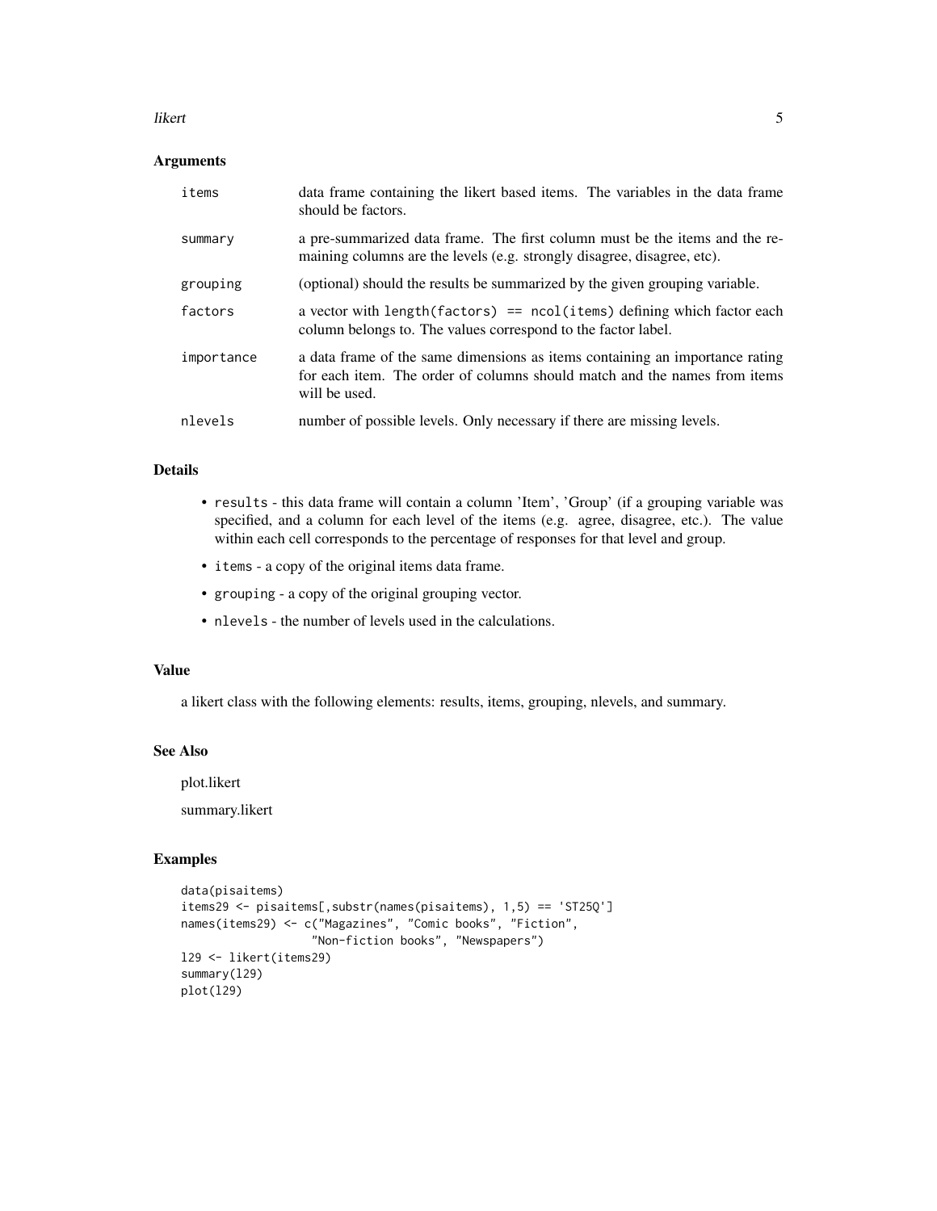## Arguments

| | |
|---|---|
| `items` | data frame containing the likert based items. The variables in the data frame should be factors. |
| `summary` | a pre-summarized data frame. The first column must be the items and the remaining columns are the levels (e.g. strongly disagree, disagree, etc). |
| `grouping` | (optional) should the results be summarized by the given grouping variable. |
| `factors` | a vector with `length(factors) == ncol(items)` defining which factor each column belongs to. The values correspond to the factor label. |
| `importance` | a data frame of the same dimensions as items containing an importance rating for each item. The order of columns should match and the names from items will be used. |
| `nlevels` | number of possible levels. Only necessary if there are missing levels. |

## Details

- `results` - this data frame will contain a column 'Item', 'Group' (if a grouping variable was specified, and a column for each level of the items (e.g. agree, disagree, etc.). The value within each cell corresponds to the percentage of responses for that level and group.
- `items` - a copy of the original items data frame.
- `grouping` - a copy of the original grouping vector.
- `nlevels` - the number of levels used in the calculations.

## Value

a likert class with the following elements: results, items, grouping, nlevels, and summary.

## See Also

plot.likert

summary.likert

## Examples

```
data(pisaitems)
items29 <- pisaitems[,substr(names(pisaitems), 1,5) == 'ST25Q']
names(items29) <- c("Magazines", "Comic books", "Fiction",
                    "Non-fiction books", "Newspapers")
l29 <- likert(items29)
summary(l29)
plot(l29)
```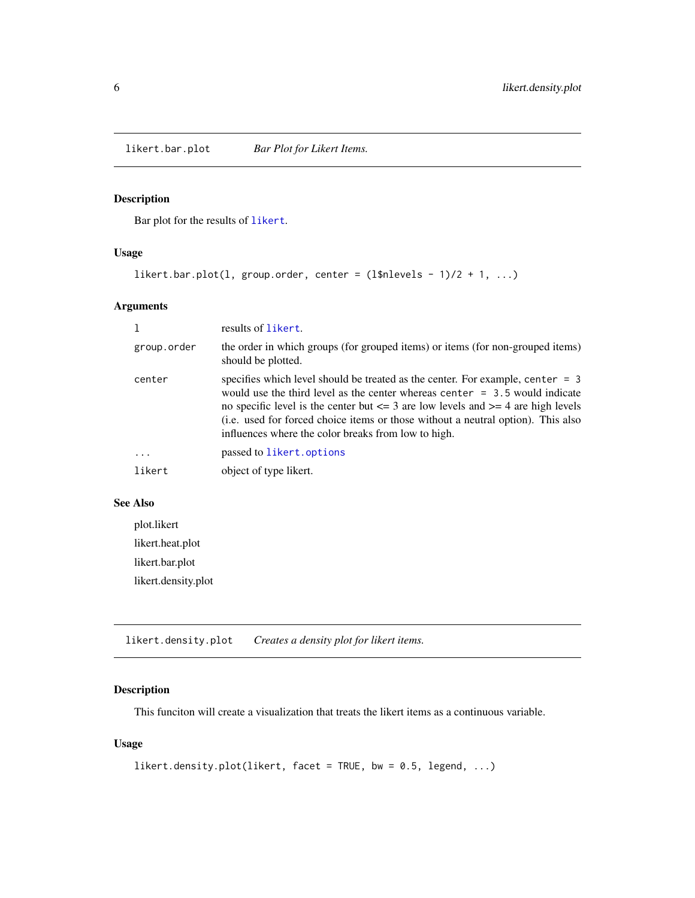## likert.bar.plot — *Bar Plot for Likert Items.*

### Description

Bar plot for the results of `likert`.

### Usage

```
likert.bar.plot(l, group.order, center = (l$nlevels - 1)/2 + 1, ...)
```

### Arguments

| | |
|---|---|
| `l` | results of `likert`. |
| `group.order` | the order in which groups (for grouped items) or items (for non-grouped items) should be plotted. |
| `center` | specifies which level should be treated as the center. For example, `center = 3` would use the third level as the center whereas `center = 3.5` would indicate no specific level is the center but <= 3 are low levels and >= 4 are high levels (i.e. used for forced choice items or those without a neutral option). This also influences where the color breaks from low to high. |
| `...` | passed to `likert.options` |
| `likert` | object of type likert. |

### See Also

plot.likert

likert.heat.plot

likert.bar.plot

likert.density.plot

## likert.density.plot — *Creates a density plot for likert items.*

### Description

This funciton will create a visualization that treats the likert items as a continuous variable.

### Usage

```
likert.density.plot(likert, facet = TRUE, bw = 0.5, legend, ...)
```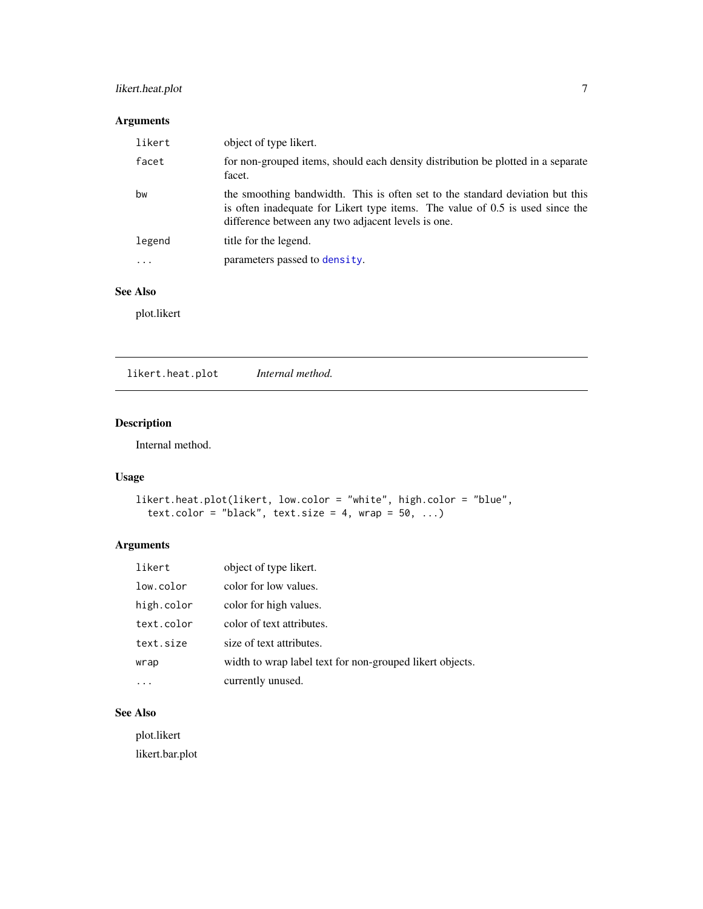## Arguments

| | |
|---|---|
| `likert` | object of type likert. |
| `facet` | for non-grouped items, should each density distribution be plotted in a separate facet. |
| `bw` | the smoothing bandwidth. This is often set to the standard deviation but this is often inadequate for Likert type items. The value of 0.5 is used since the difference between any two adjacent levels is one. |
| `legend` | title for the legend. |
| `...` | parameters passed to `density`. |

## See Also

plot.likert

---

# `likert.heat.plot` *Internal method.*

## Description

Internal method.

## Usage

```
likert.heat.plot(likert, low.color = "white", high.color = "blue",
  text.color = "black", text.size = 4, wrap = 50, ...)
```

## Arguments

| | |
|---|---|
| `likert` | object of type likert. |
| `low.color` | color for low values. |
| `high.color` | color for high values. |
| `text.color` | color of text attributes. |
| `text.size` | size of text attributes. |
| `wrap` | width to wrap label text for non-grouped likert objects. |
| `...` | currently unused. |

## See Also

plot.likert

likert.bar.plot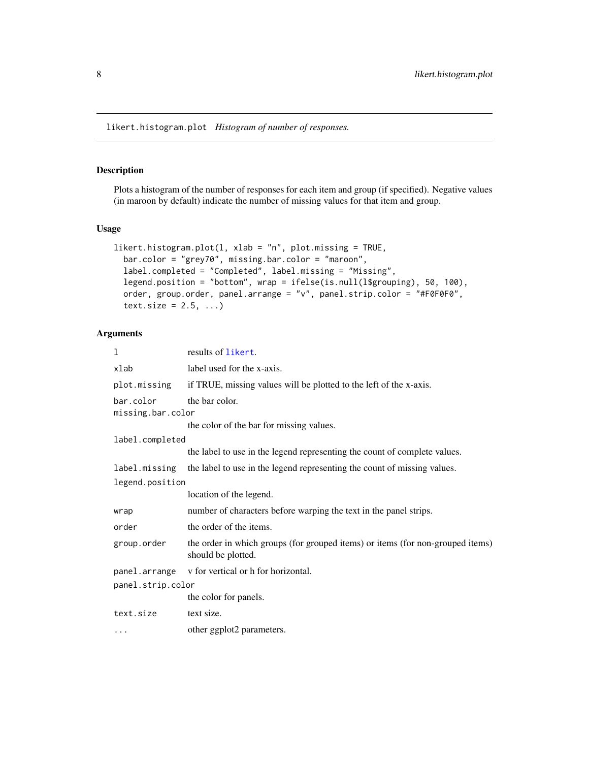likert.histogram.plot *Histogram of number of responses.*

## Description

Plots a histogram of the number of responses for each item and group (if specified). Negative values (in maroon by default) indicate the number of missing values for that item and group.

## Usage

```
likert.histogram.plot(l, xlab = "n", plot.missing = TRUE,
  bar.color = "grey70", missing.bar.color = "maroon",
  label.completed = "Completed", label.missing = "Missing",
  legend.position = "bottom", wrap = ifelse(is.null(l$grouping), 50, 100),
  order, group.order, panel.arrange = "v", panel.strip.color = "#F0F0F0",
  text.size = 2.5, ...)
```

## Arguments

| | |
|---|---|
| `l` | results of `likert`. |
| `xlab` | label used for the x-axis. |
| `plot.missing` | if TRUE, missing values will be plotted to the left of the x-axis. |
| `bar.color` | the bar color. |
| `missing.bar.color` | the color of the bar for missing values. |
| `label.completed` | the label to use in the legend representing the count of complete values. |
| `label.missing` | the label to use in the legend representing the count of missing values. |
| `legend.position` | location of the legend. |
| `wrap` | number of characters before warping the text in the panel strips. |
| `order` | the order of the items. |
| `group.order` | the order in which groups (for grouped items) or items (for non-grouped items) should be plotted. |
| `panel.arrange` | v for vertical or h for horizontal. |
| `panel.strip.color` | the color for panels. |
| `text.size` | text size. |
| `...` | other ggplot2 parameters. |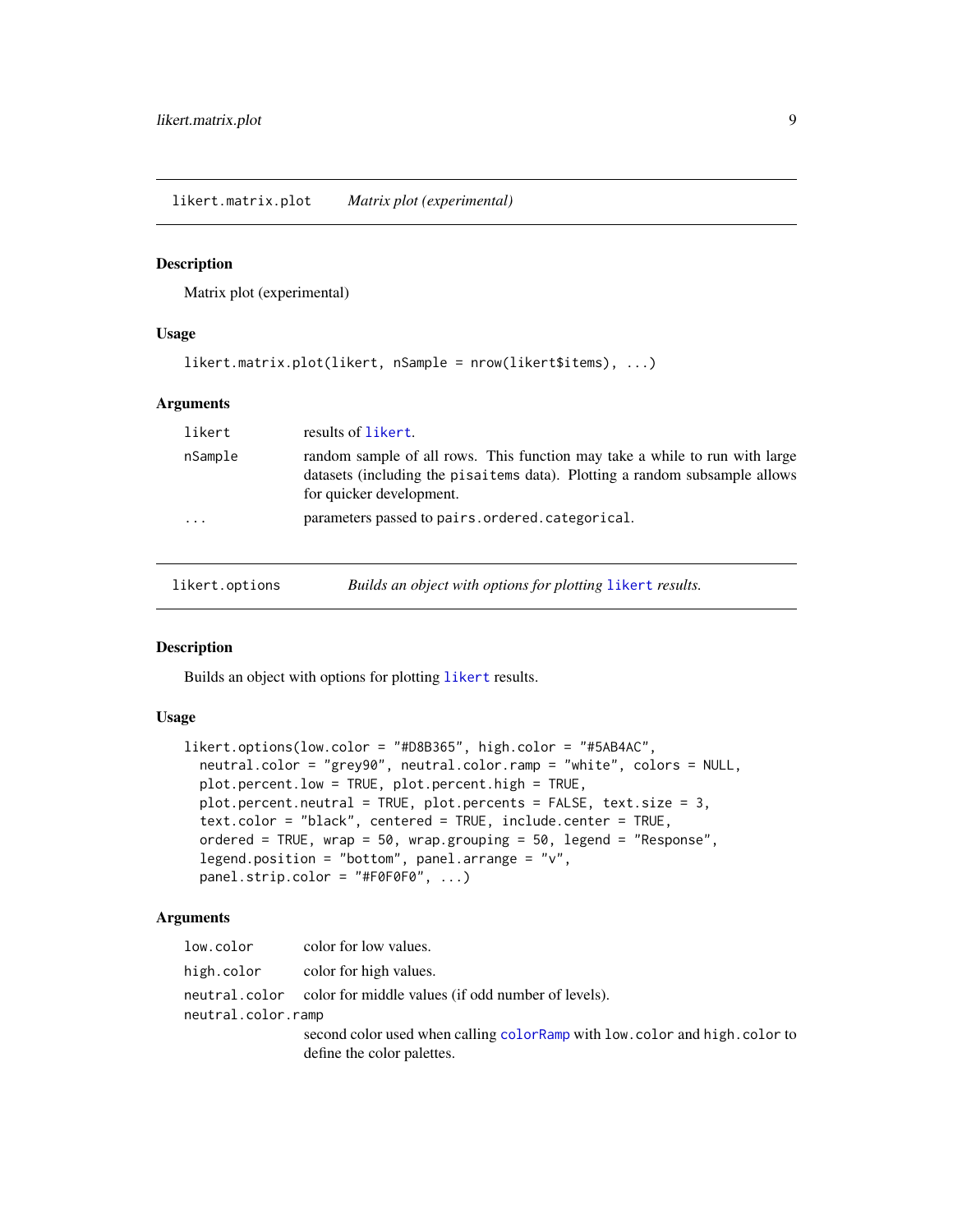## likert.matrix.plot — *Matrix plot (experimental)*

### Description

Matrix plot (experimental)

### Usage

```
likert.matrix.plot(likert, nSample = nrow(likert$items), ...)
```

### Arguments

| | |
|---|---|
| likert | results of likert. |
| nSample | random sample of all rows. This function may take a while to run with large datasets (including the pisaitems data). Plotting a random subsample allows for quicker development. |
| ... | parameters passed to pairs.ordered.categorical. |

## likert.options — *Builds an object with options for plotting likert results.*

### Description

Builds an object with options for plotting likert results.

### Usage

```
likert.options(low.color = "#D8B365", high.color = "#5AB4AC",
  neutral.color = "grey90", neutral.color.ramp = "white", colors = NULL,
  plot.percent.low = TRUE, plot.percent.high = TRUE,
  plot.percent.neutral = TRUE, plot.percents = FALSE, text.size = 3,
  text.color = "black", centered = TRUE, include.center = TRUE,
  ordered = TRUE, wrap = 50, wrap.grouping = 50, legend = "Response",
  legend.position = "bottom", panel.arrange = "v",
  panel.strip.color = "#F0F0F0", ...)
```

### Arguments

| | |
|---|---|
| low.color | color for low values. |
| high.color | color for high values. |
| neutral.color | color for middle values (if odd number of levels). |
| neutral.color.ramp | second color used when calling colorRamp with low.color and high.color to define the color palettes. |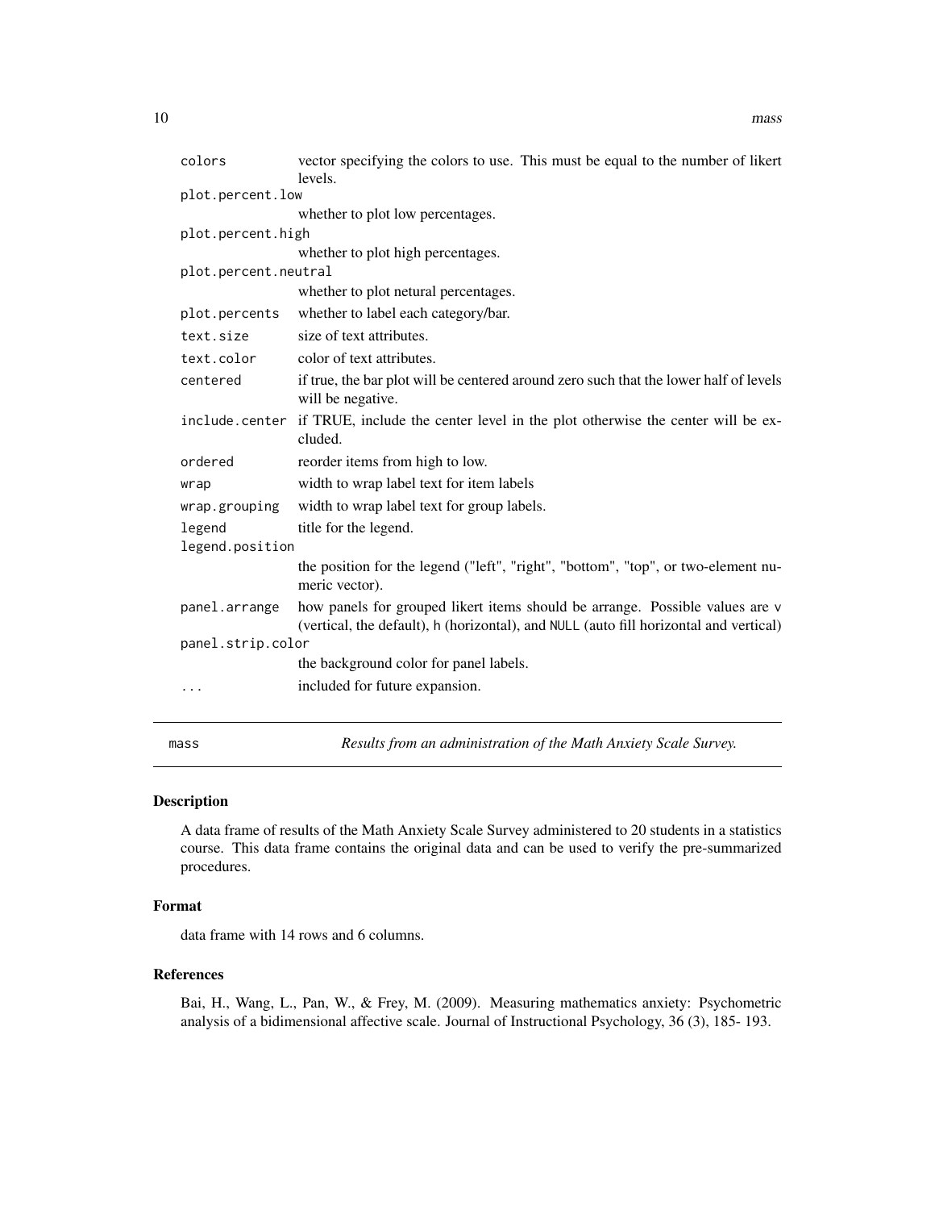| | |
|---|---|
| colors | vector specifying the colors to use. This must be equal to the number of likert levels. |
| plot.percent.low | whether to plot low percentages. |
| plot.percent.high | whether to plot high percentages. |
| plot.percent.neutral | whether to plot netural percentages. |
| plot.percents | whether to label each category/bar. |
| text.size | size of text attributes. |
| text.color | color of text attributes. |
| centered | if true, the bar plot will be centered around zero such that the lower half of levels will be negative. |
| include.center | if TRUE, include the center level in the plot otherwise the center will be excluded. |
| ordered | reorder items from high to low. |
| wrap | width to wrap label text for item labels |
| wrap.grouping | width to wrap label text for group labels. |
| legend | title for the legend. |
| legend.position | the position for the legend ("left", "right", "bottom", "top", or two-element numeric vector). |
| panel.arrange | how panels for grouped likert items should be arrange. Possible values are `v` (vertical, the default), `h` (horizontal), and `NULL` (auto fill horizontal and vertical) |
| panel.strip.color | the background color for panel labels. |
| ... | included for future expansion. |

---

## mass — *Results from an administration of the Math Anxiety Scale Survey.*

### Description

A data frame of results of the Math Anxiety Scale Survey administered to 20 students in a statistics course. This data frame contains the original data and can be used to verify the pre-summarized procedures.

### Format

data frame with 14 rows and 6 columns.

### References

Bai, H., Wang, L., Pan, W., & Frey, M. (2009). Measuring mathematics anxiety: Psychometric analysis of a bidimensional affective scale. Journal of Instructional Psychology, 36 (3), 185- 193.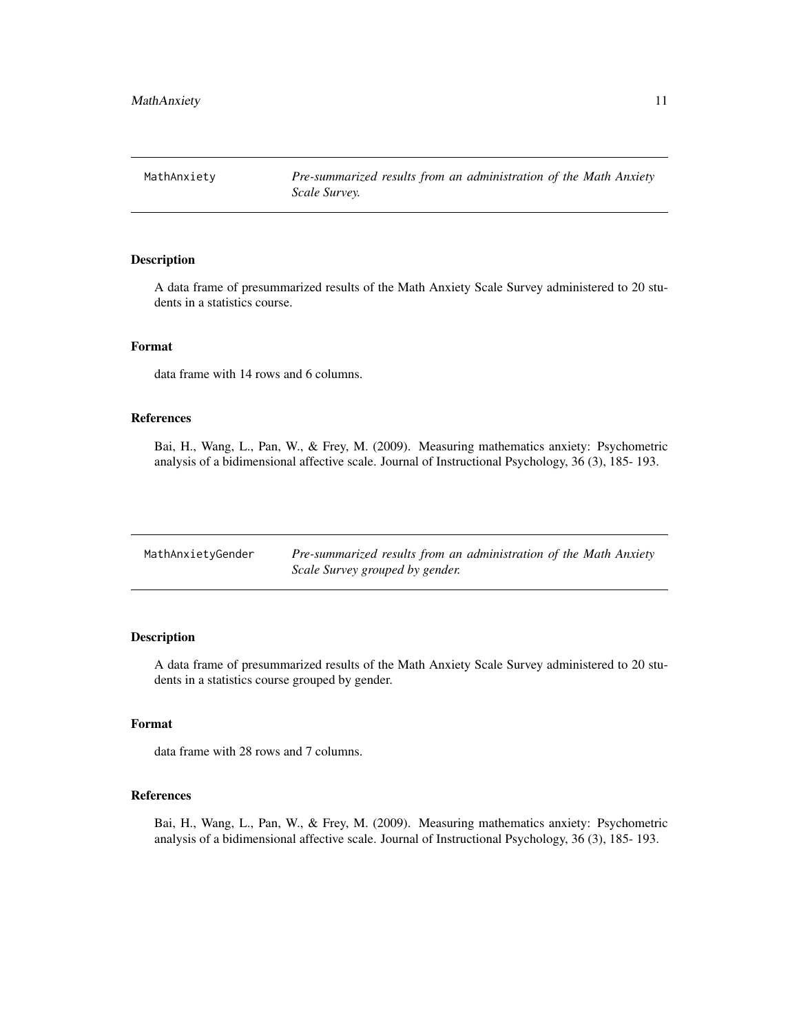## MathAnxiety

*Pre-summarized results from an administration of the Math Anxiety Scale Survey.*

### Description

A data frame of presummarized results of the Math Anxiety Scale Survey administered to 20 students in a statistics course.

### Format

data frame with 14 rows and 6 columns.

### References

Bai, H., Wang, L., Pan, W., & Frey, M. (2009). Measuring mathematics anxiety: Psychometric analysis of a bidimensional affective scale. Journal of Instructional Psychology, 36 (3), 185- 193.

## MathAnxietyGender

*Pre-summarized results from an administration of the Math Anxiety Scale Survey grouped by gender.*

### Description

A data frame of presummarized results of the Math Anxiety Scale Survey administered to 20 students in a statistics course grouped by gender.

### Format

data frame with 28 rows and 7 columns.

### References

Bai, H., Wang, L., Pan, W., & Frey, M. (2009). Measuring mathematics anxiety: Psychometric analysis of a bidimensional affective scale. Journal of Instructional Psychology, 36 (3), 185- 193.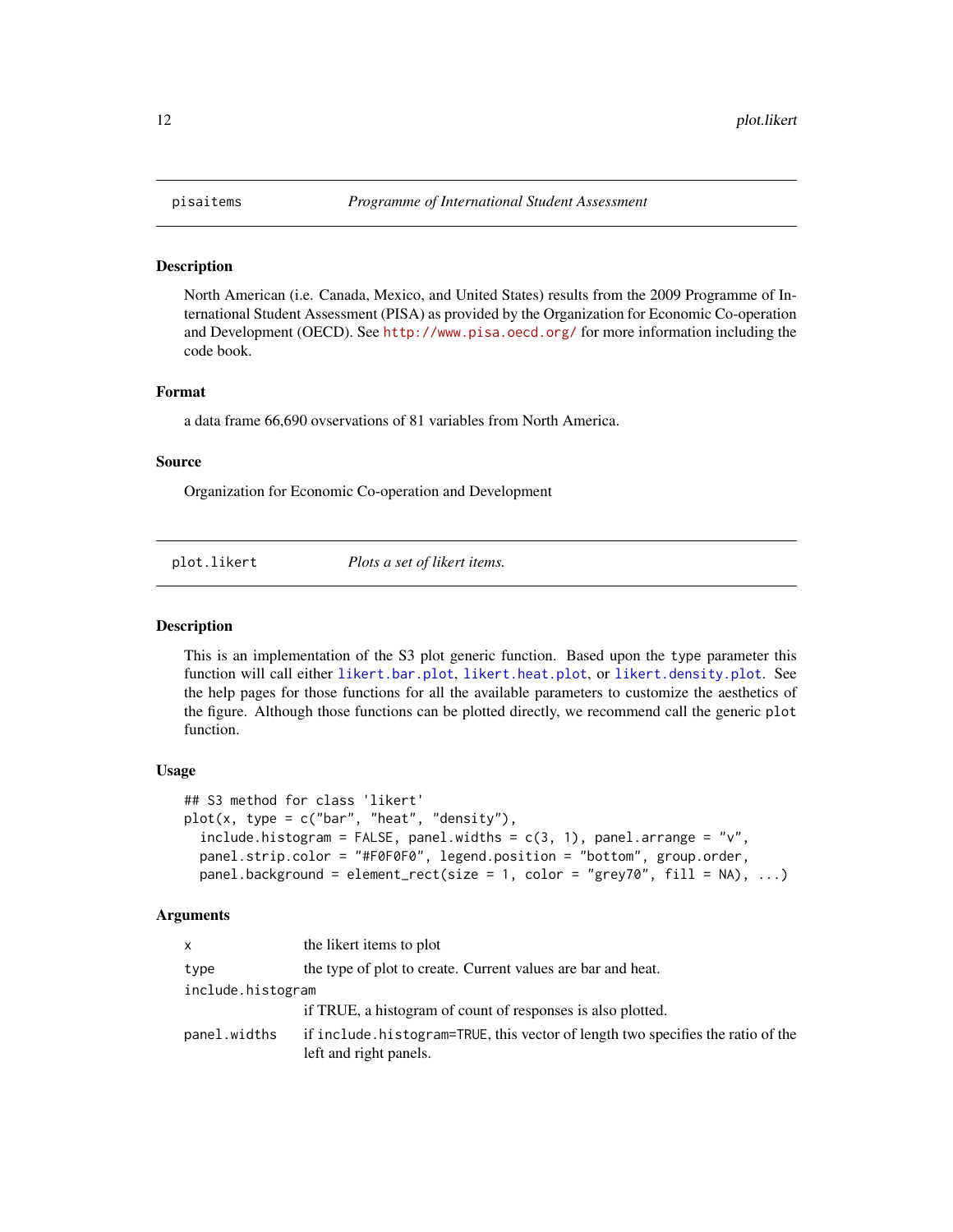## pisaitems — *Programme of International Student Assessment*

### Description

North American (i.e. Canada, Mexico, and United States) results from the 2009 Programme of International Student Assessment (PISA) as provided by the Organization for Economic Co-operation and Development (OECD). See http://www.pisa.oecd.org/ for more information including the code book.

### Format

a data frame 66,690 ovservations of 81 variables from North America.

### Source

Organization for Economic Co-operation and Development

## plot.likert — *Plots a set of likert items.*

### Description

This is an implementation of the S3 plot generic function. Based upon the `type` parameter this function will call either `likert.bar.plot`, `likert.heat.plot`, or `likert.density.plot`. See the help pages for those functions for all the available parameters to customize the aesthetics of the figure. Although those functions can be plotted directly, we recommend call the generic `plot` function.

### Usage

```
## S3 method for class 'likert'
plot(x, type = c("bar", "heat", "density"),
  include.histogram = FALSE, panel.widths = c(3, 1), panel.arrange = "v",
  panel.strip.color = "#F0F0F0", legend.position = "bottom", group.order,
  panel.background = element_rect(size = 1, color = "grey70", fill = NA), ...)
```

### Arguments

| | |
|---|---|
| `x` | the likert items to plot |
| `type` | the type of plot to create. Current values are bar and heat. |
| `include.histogram` | if TRUE, a histogram of count of responses is also plotted. |
| `panel.widths` | if `include.histogram=TRUE`, this vector of length two specifies the ratio of the left and right panels. |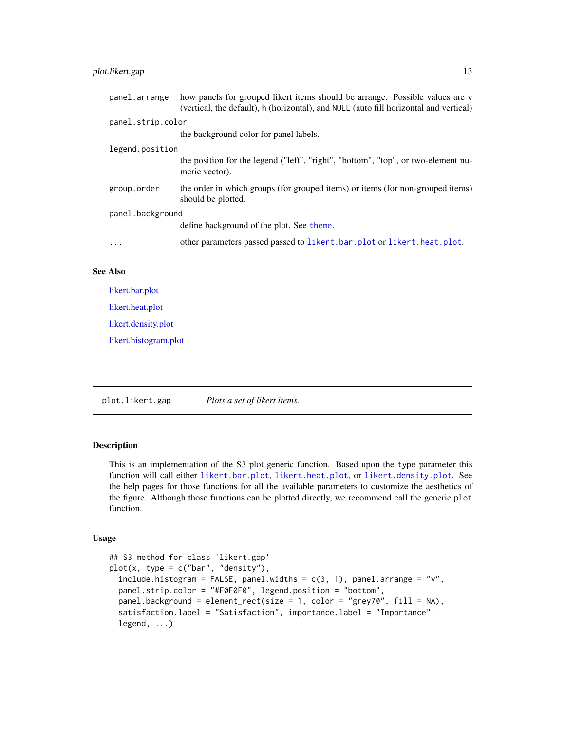| | |
|---|---|
| `panel.arrange` | how panels for grouped likert items should be arrange. Possible values are `v` (vertical, the default), `h` (horizontal), and `NULL` (auto fill horizontal and vertical) |
| `panel.strip.color` | the background color for panel labels. |
| `legend.position` | the position for the legend ("left", "right", "bottom", "top", or two-element numeric vector). |
| `group.order` | the order in which groups (for grouped items) or items (for non-grouped items) should be plotted. |
| `panel.background` | define background of the plot. See `theme`. |
| `...` | other parameters passed passed to `likert.bar.plot` or `likert.heat.plot`. |

### See Also

likert.bar.plot

likert.heat.plot

likert.density.plot

likert.histogram.plot

---

## `plot.likert.gap` *Plots a set of likert items.*

### Description

This is an implementation of the S3 plot generic function. Based upon the `type` parameter this function will call either `likert.bar.plot`, `likert.heat.plot`, or `likert.density.plot`. See the help pages for those functions for all the available parameters to customize the aesthetics of the figure. Although those functions can be plotted directly, we recommend call the generic `plot` function.

### Usage

```
## S3 method for class 'likert.gap'
plot(x, type = c("bar", "density"),
  include.histogram = FALSE, panel.widths = c(3, 1), panel.arrange = "v",
  panel.strip.color = "#F0F0F0", legend.position = "bottom",
  panel.background = element_rect(size = 1, color = "grey70", fill = NA),
  satisfaction.label = "Satisfaction", importance.label = "Importance",
  legend, ...)
```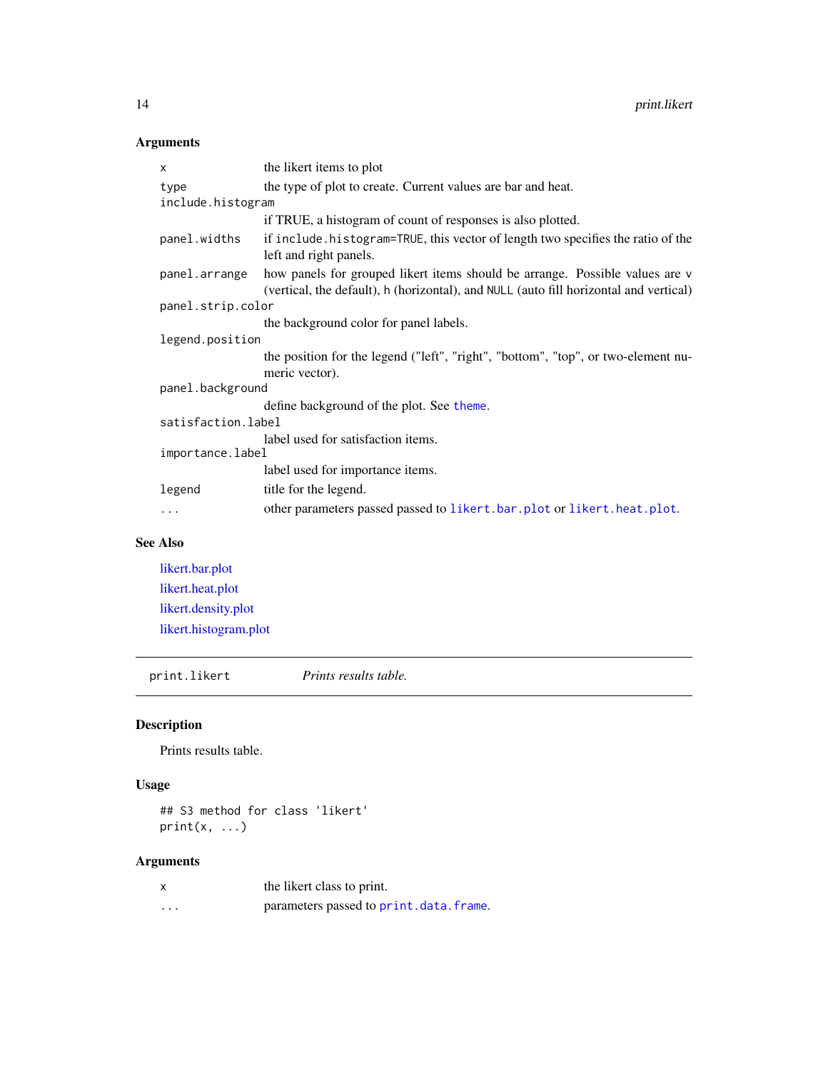### Arguments

- `x` — the likert items to plot
- `type` — the type of plot to create. Current values are bar and heat.
- `include.histogram` — if TRUE, a histogram of count of responses is also plotted.
- `panel.widths` — if `include.histogram=TRUE`, this vector of length two specifies the ratio of the left and right panels.
- `panel.arrange` — how panels for grouped likert items should be arrange. Possible values are `v` (vertical, the default), `h` (horizontal), and `NULL` (auto fill horizontal and vertical)
- `panel.strip.color` — the background color for panel labels.
- `legend.position` — the position for the legend ("left", "right", "bottom", "top", or two-element numeric vector).
- `panel.background` — define background of the plot. See `theme`.
- `satisfaction.label` — label used for satisfaction items.
- `importance.label` — label used for importance items.
- `legend` — title for the legend.
- `...` — other parameters passed passed to `likert.bar.plot` or `likert.heat.plot`.

### See Also

likert.bar.plot
likert.heat.plot
likert.density.plot
likert.histogram.plot

---

## `print.likert` — *Prints results table.*

### Description

Prints results table.

### Usage

```
## S3 method for class 'likert'
print(x, ...)
```

### Arguments

- `x` — the likert class to print.
- `...` — parameters passed to `print.data.frame`.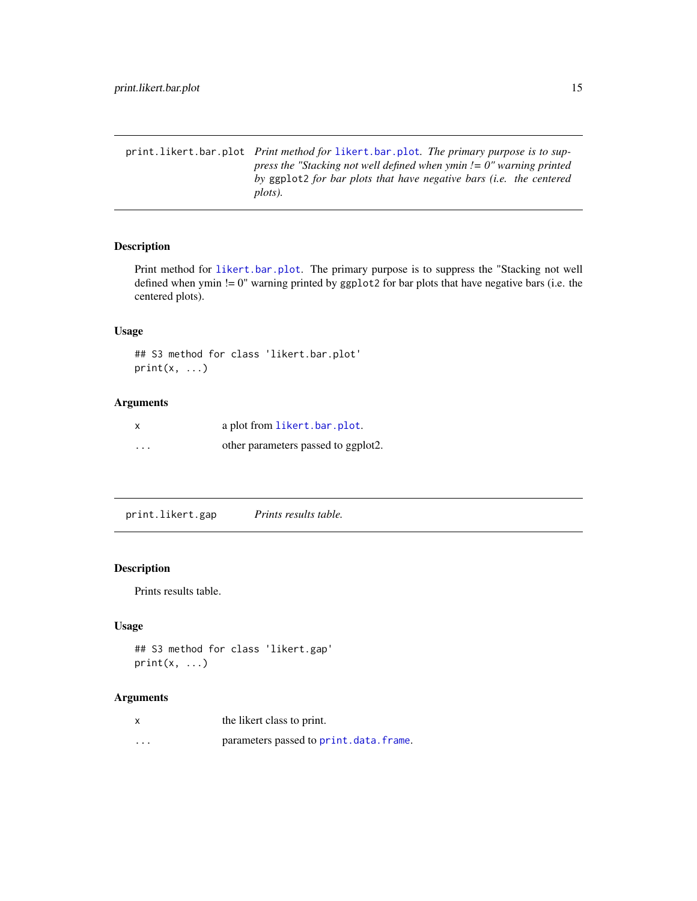## print.likert.bar.plot — *Print method for `likert.bar.plot`. The primary purpose is to suppress the "Stacking not well defined when ymin != 0" warning printed by `ggplot2` for bar plots that have negative bars (i.e. the centered plots).*

### Description

Print method for `likert.bar.plot`. The primary purpose is to suppress the "Stacking not well defined when ymin != 0" warning printed by `ggplot2` for bar plots that have negative bars (i.e. the centered plots).

### Usage

```
## S3 method for class 'likert.bar.plot'
print(x, ...)
```

### Arguments

| | |
|---|---|
| `x` | a plot from `likert.bar.plot`. |
| `...` | other parameters passed to ggplot2. |

## print.likert.gap — *Prints results table.*

### Description

Prints results table.

### Usage

```
## S3 method for class 'likert.gap'
print(x, ...)
```

### Arguments

| | |
|---|---|
| `x` | the likert class to print. |
| `...` | parameters passed to `print.data.frame`. |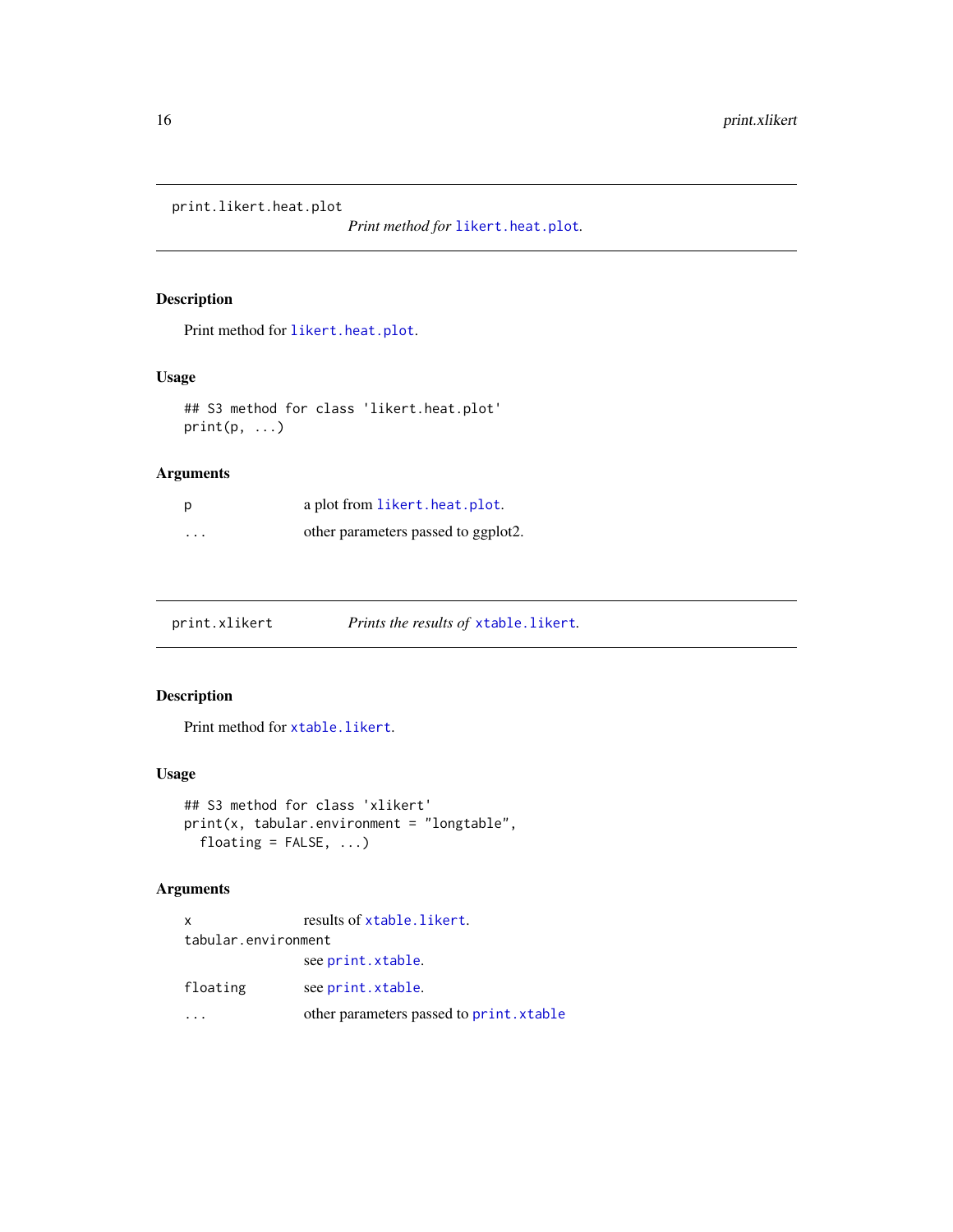## print.likert.heat.plot

*Print method for `likert.heat.plot`.*

### Description

Print method for `likert.heat.plot`.

### Usage

```
## S3 method for class 'likert.heat.plot'
print(p, ...)
```

### Arguments

| | |
|---|---|
| `p` | a plot from `likert.heat.plot`. |
| `...` | other parameters passed to ggplot2. |

## print.xlikert

*Prints the results of `xtable.likert`.*

### Description

Print method for `xtable.likert`.

### Usage

```
## S3 method for class 'xlikert'
print(x, tabular.environment = "longtable",
  floating = FALSE, ...)
```

### Arguments

| | |
|---|---|
| `x` | results of `xtable.likert`. |
| `tabular.environment` | see `print.xtable`. |
| `floating` | see `print.xtable`. |
| `...` | other parameters passed to `print.xtable` |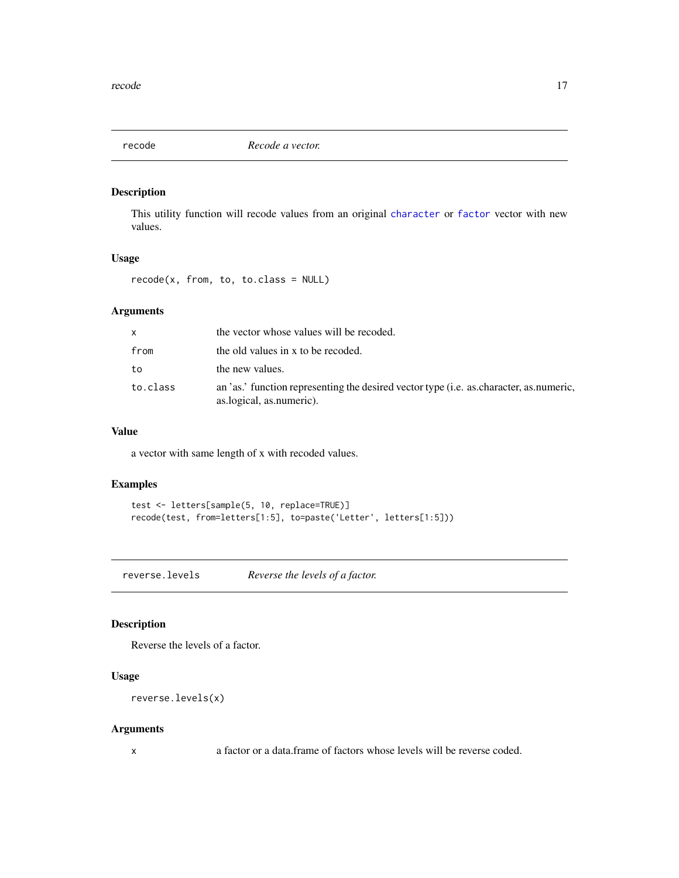## recode *Recode a vector.*

### Description

This utility function will recode values from an original `character` or `factor` vector with new values.

### Usage

```
recode(x, from, to, to.class = NULL)
```

### Arguments

| | |
|---|---|
| `x` | the vector whose values will be recoded. |
| `from` | the old values in x to be recoded. |
| `to` | the new values. |
| `to.class` | an 'as.' function representing the desired vector type (i.e. as.character, as.numeric, as.logical, as.numeric). |

### Value

a vector with same length of x with recoded values.

### Examples

```
test <- letters[sample(5, 10, replace=TRUE)]
recode(test, from=letters[1:5], to=paste('Letter', letters[1:5]))
```

## reverse.levels *Reverse the levels of a factor.*

### Description

Reverse the levels of a factor.

### Usage

```
reverse.levels(x)
```

### Arguments

| | |
|---|---|
| `x` | a factor or a data.frame of factors whose levels will be reverse coded. |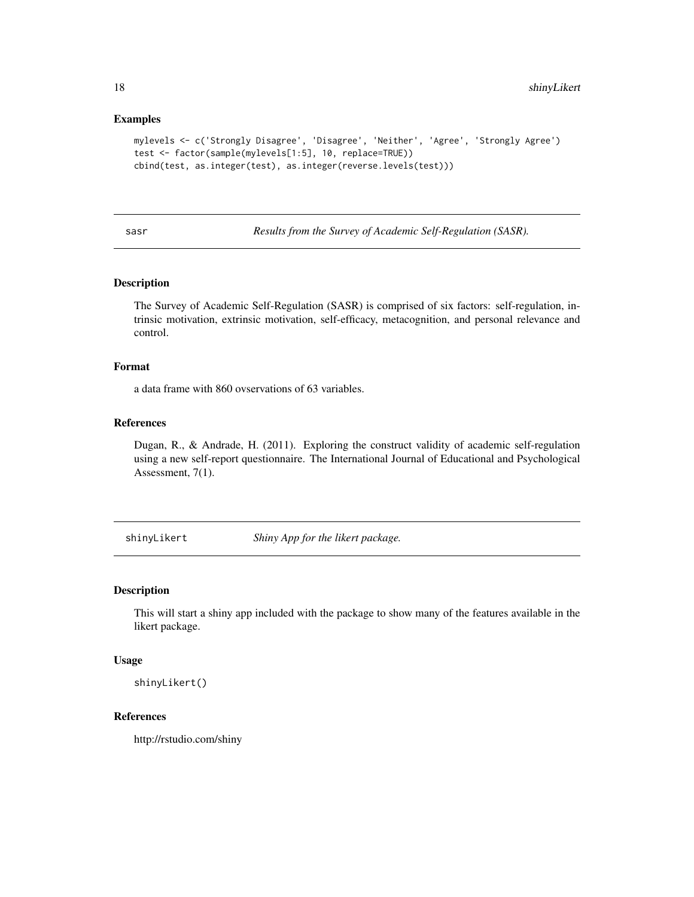## Examples

```
mylevels <- c('Strongly Disagree', 'Disagree', 'Neither', 'Agree', 'Strongly Agree')
test <- factor(sample(mylevels[1:5], 10, replace=TRUE))
cbind(test, as.integer(test), as.integer(reverse.levels(test)))
```

---

# sasr — *Results from the Survey of Academic Self-Regulation (SASR).*

## Description

The Survey of Academic Self-Regulation (SASR) is comprised of six factors: self-regulation, intrinsic motivation, extrinsic motivation, self-efficacy, metacognition, and personal relevance and control.

## Format

a data frame with 860 ovservations of 63 variables.

## References

Dugan, R., & Andrade, H. (2011). Exploring the construct validity of academic self-regulation using a new self-report questionnaire. The International Journal of Educational and Psychological Assessment, 7(1).

---

# shinyLikert — *Shiny App for the likert package.*

## Description

This will start a shiny app included with the package to show many of the features available in the likert package.

## Usage

```
shinyLikert()
```

## References

http://rstudio.com/shiny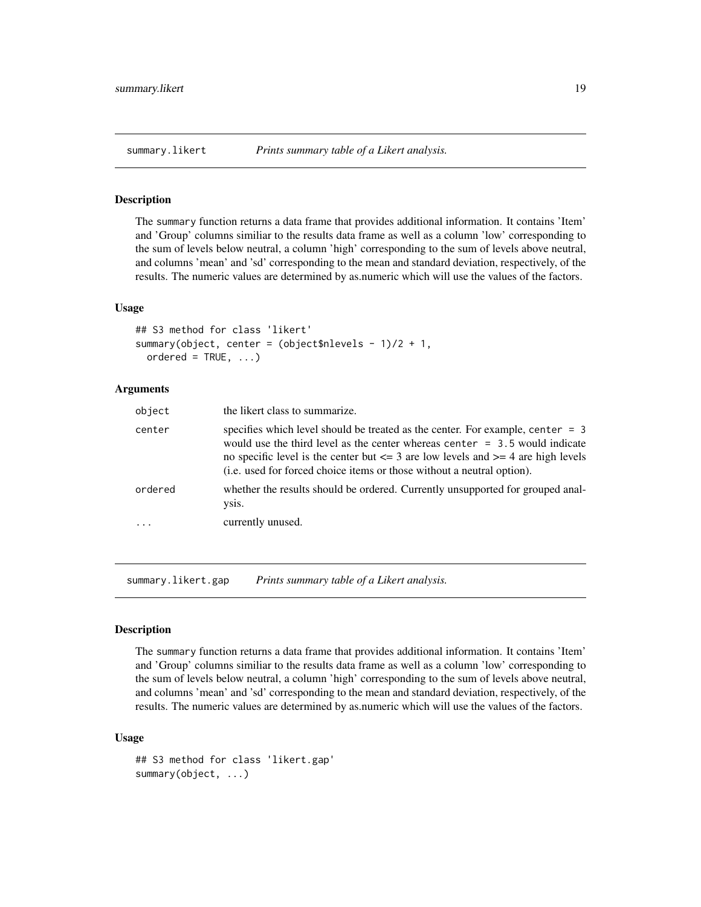## summary.likert — *Prints summary table of a Likert analysis.*

### Description

The summary function returns a data frame that provides additional information. It contains 'Item' and 'Group' columns similiar to the results data frame as well as a column 'low' corresponding to the sum of levels below neutral, a column 'high' corresponding to the sum of levels above neutral, and columns 'mean' and 'sd' corresponding to the mean and standard deviation, respectively, of the results. The numeric values are determined by as.numeric which will use the values of the factors.

### Usage

```
## S3 method for class 'likert'
summary(object, center = (object$nlevels - 1)/2 + 1,
  ordered = TRUE, ...)
```

### Arguments

| | |
|---|---|
| object | the likert class to summarize. |
| center | specifies which level should be treated as the center. For example, `center = 3` would use the third level as the center whereas `center = 3.5` would indicate no specific level is the center but <= 3 are low levels and >= 4 are high levels (i.e. used for forced choice items or those without a neutral option). |
| ordered | whether the results should be ordered. Currently unsupported for grouped analysis. |
| ... | currently unused. |

## summary.likert.gap — *Prints summary table of a Likert analysis.*

### Description

The summary function returns a data frame that provides additional information. It contains 'Item' and 'Group' columns similiar to the results data frame as well as a column 'low' corresponding to the sum of levels below neutral, a column 'high' corresponding to the sum of levels above neutral, and columns 'mean' and 'sd' corresponding to the mean and standard deviation, respectively, of the results. The numeric values are determined by as.numeric which will use the values of the factors.

### Usage

```
## S3 method for class 'likert.gap'
summary(object, ...)
```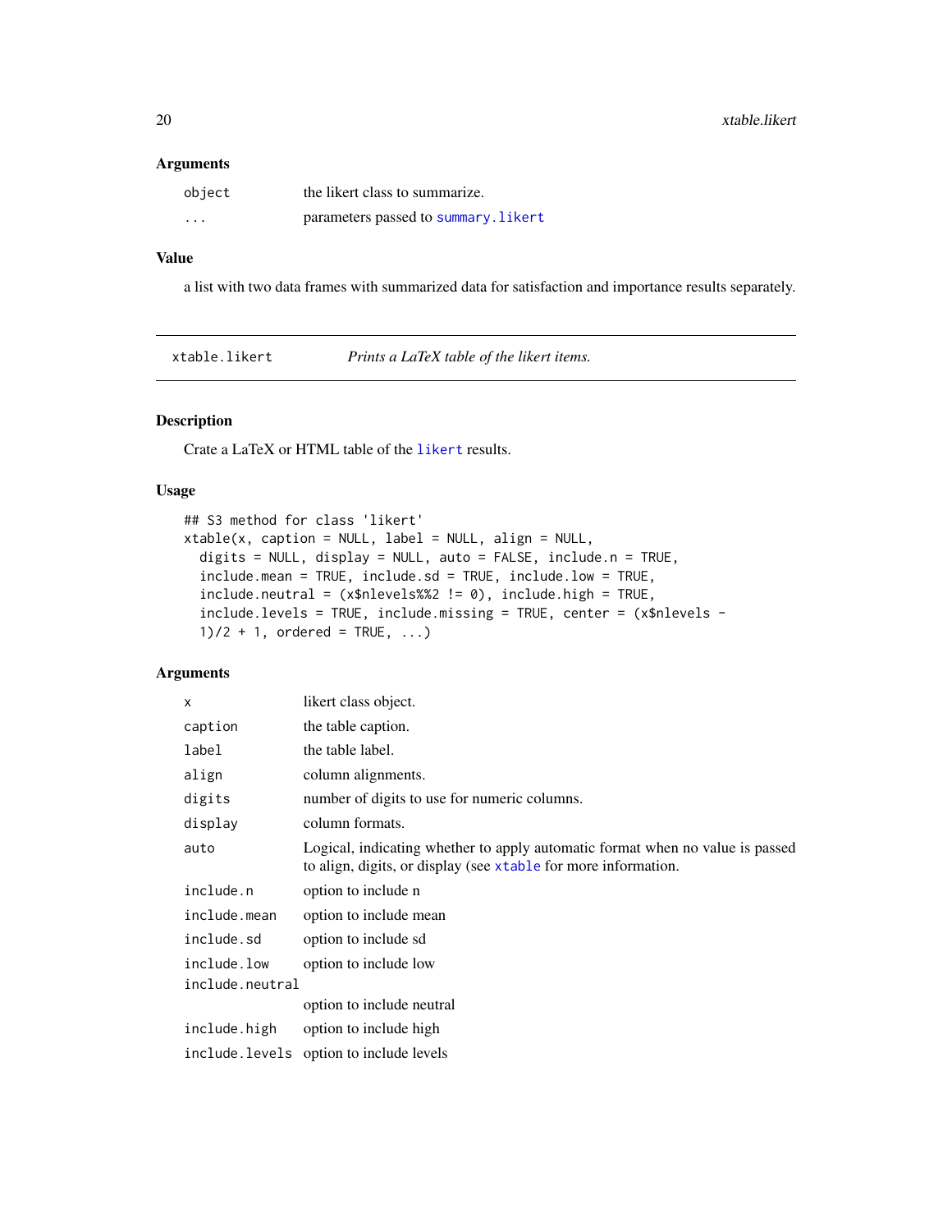### Arguments

| | |
|---|---|
| object | the likert class to summarize. |
| ... | parameters passed to summary.likert |

### Value

a list with two data frames with summarized data for satisfaction and importance results separately.

---

## xtable.likert — *Prints a LaTeX table of the likert items.*

---

### Description

Crate a LaTeX or HTML table of the likert results.

### Usage

```
## S3 method for class 'likert'
xtable(x, caption = NULL, label = NULL, align = NULL,
  digits = NULL, display = NULL, auto = FALSE, include.n = TRUE,
  include.mean = TRUE, include.sd = TRUE, include.low = TRUE,
  include.neutral = (x$nlevels%%2 != 0), include.high = TRUE,
  include.levels = TRUE, include.missing = TRUE, center = (x$nlevels -
  1)/2 + 1, ordered = TRUE, ...)
```

### Arguments

| | |
|---|---|
| x | likert class object. |
| caption | the table caption. |
| label | the table label. |
| align | column alignments. |
| digits | number of digits to use for numeric columns. |
| display | column formats. |
| auto | Logical, indicating whether to apply automatic format when no value is passed to align, digits, or display (see xtable for more information. |
| include.n | option to include n |
| include.mean | option to include mean |
| include.sd | option to include sd |
| include.low | option to include low |
| include.neutral | option to include neutral |
| include.high | option to include high |
| include.levels | option to include levels |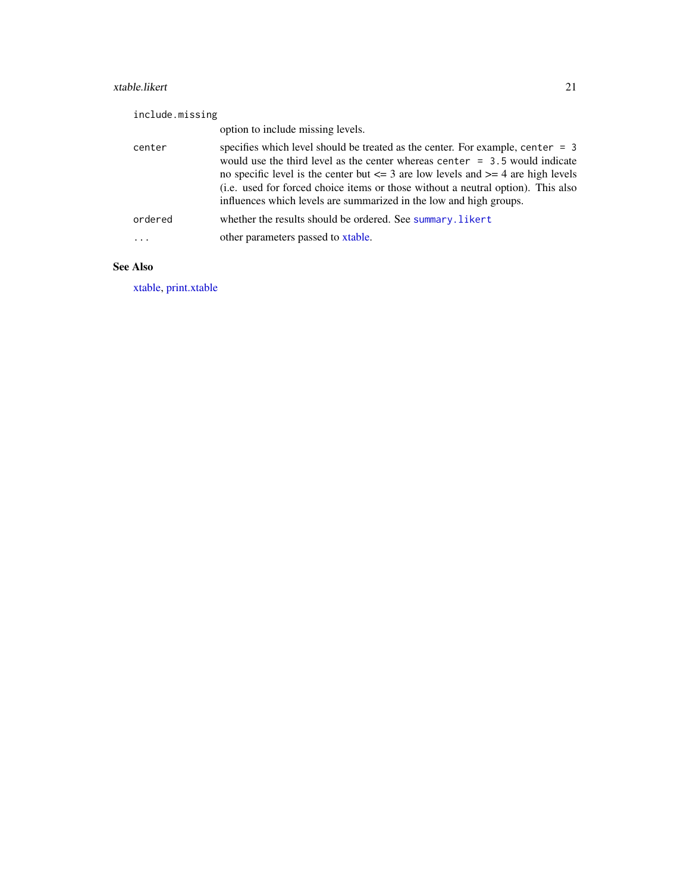`include.missing`
: option to include missing levels.

`center`
: specifies which level should be treated as the center. For example, `center = 3` would use the third level as the center whereas `center = 3.5` would indicate no specific level is the center but <= 3 are low levels and >= 4 are high levels (i.e. used for forced choice items or those without a neutral option). This also influences which levels are summarized in the low and high groups.

`ordered`
: whether the results should be ordered. See `summary.likert`

`...`
: other parameters passed to xtable.

## See Also

xtable, print.xtable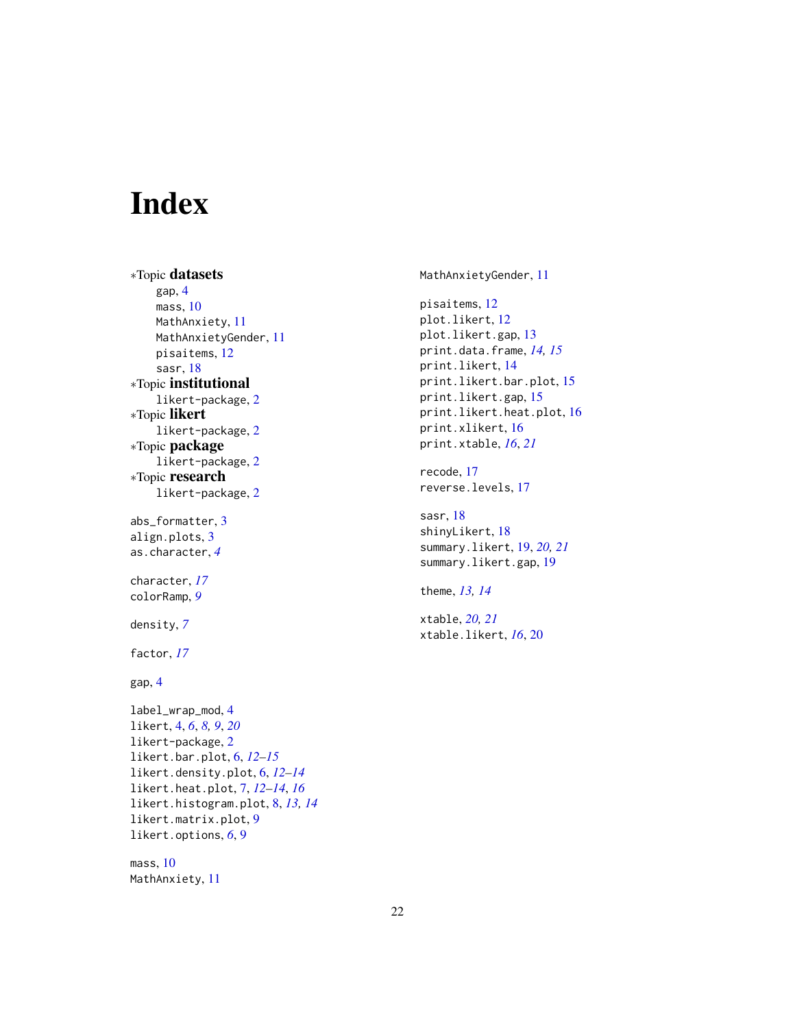# Index

*Topic **datasets**
- gap, 4
- mass, 10
- MathAnxiety, 11
- MathAnxietyGender, 11
- pisaitems, 12
- sasr, 18

*Topic **institutional**
- likert-package, 2

*Topic **likert**
- likert-package, 2

*Topic **package**
- likert-package, 2

*Topic **research**
- likert-package, 2

abs_formatter, 3
align.plots, 3
as.character, *4*

character, *17*
colorRamp, *9*

density, *7*

factor, *17*

gap, 4

label_wrap_mod, 4
likert, 4, *6*, *8, 9*, *20*
likert-package, 2
likert.bar.plot, 6, *12–15*
likert.density.plot, 6, *12–14*
likert.heat.plot, 7, *12–14*, *16*
likert.histogram.plot, 8, *13, 14*
likert.matrix.plot, 9
likert.options, *6*, 9

mass, 10
MathAnxiety, 11
MathAnxietyGender, 11

pisaitems, 12
plot.likert, 12
plot.likert.gap, 13
print.data.frame, *14, 15*
print.likert, 14
print.likert.bar.plot, 15
print.likert.gap, 15
print.likert.heat.plot, 16
print.xlikert, 16
print.xtable, *16*, *21*

recode, 17
reverse.levels, 17

sasr, 18
shinyLikert, 18
summary.likert, 19, *20, 21*
summary.likert.gap, 19

theme, *13, 14*

xtable, *20, 21*
xtable.likert, *16*, 20